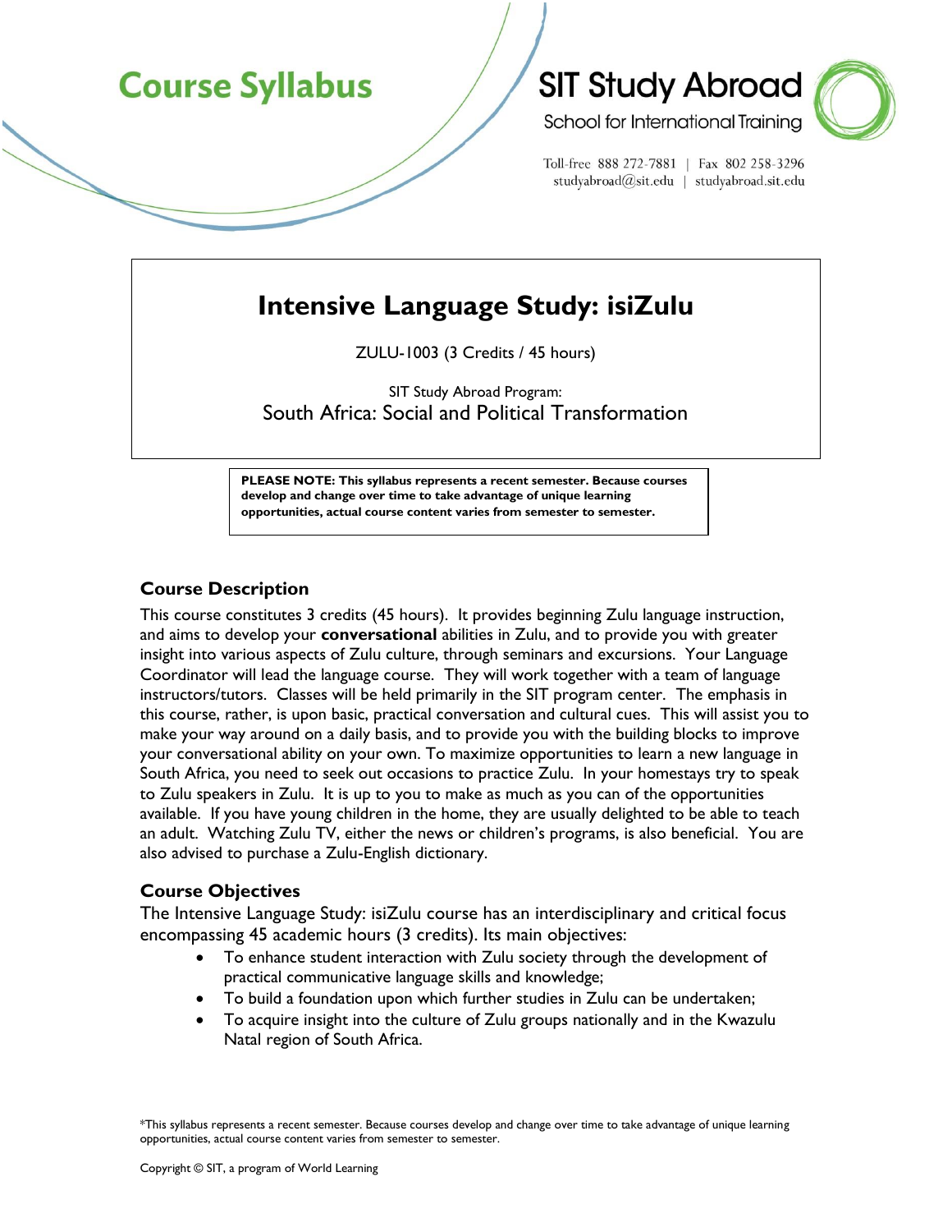# Course Syllabus

**SIT Study Abroad**
School for International Training

Toll-free 888 272-7881 | Fax 802 258-3296
studyabroad@sit.edu | studyabroad.sit.edu

## Intensive Language Study: isiZulu

ZULU-1003 (3 Credits / 45 hours)

SIT Study Abroad Program:
South Africa: Social and Political Transformation

**PLEASE NOTE: This syllabus represents a recent semester. Because courses develop and change over time to take advantage of unique learning opportunities, actual course content varies from semester to semester.**

### Course Description

This course constitutes 3 credits (45 hours). It provides beginning Zulu language instruction, and aims to develop your **conversational** abilities in Zulu, and to provide you with greater insight into various aspects of Zulu culture, through seminars and excursions. Your Language Coordinator will lead the language course. They will work together with a team of language instructors/tutors. Classes will be held primarily in the SIT program center. The emphasis in this course, rather, is upon basic, practical conversation and cultural cues. This will assist you to make your way around on a daily basis, and to provide you with the building blocks to improve your conversational ability on your own. To maximize opportunities to learn a new language in South Africa, you need to seek out occasions to practice Zulu. In your homestays try to speak to Zulu speakers in Zulu. It is up to you to make as much as you can of the opportunities available. If you have young children in the home, they are usually delighted to be able to teach an adult. Watching Zulu TV, either the news or children's programs, is also beneficial. You are also advised to purchase a Zulu-English dictionary.

### Course Objectives

The Intensive Language Study: isiZulu course has an interdisciplinary and critical focus encompassing 45 academic hours (3 credits). Its main objectives:

- To enhance student interaction with Zulu society through the development of practical communicative language skills and knowledge;
- To build a foundation upon which further studies in Zulu can be undertaken;
- To acquire insight into the culture of Zulu groups nationally and in the Kwazulu Natal region of South Africa.

*This syllabus represents a recent semester. Because courses develop and change over time to take advantage of unique learning opportunities, actual course content varies from semester to semester.

Copyright © SIT, a program of World Learning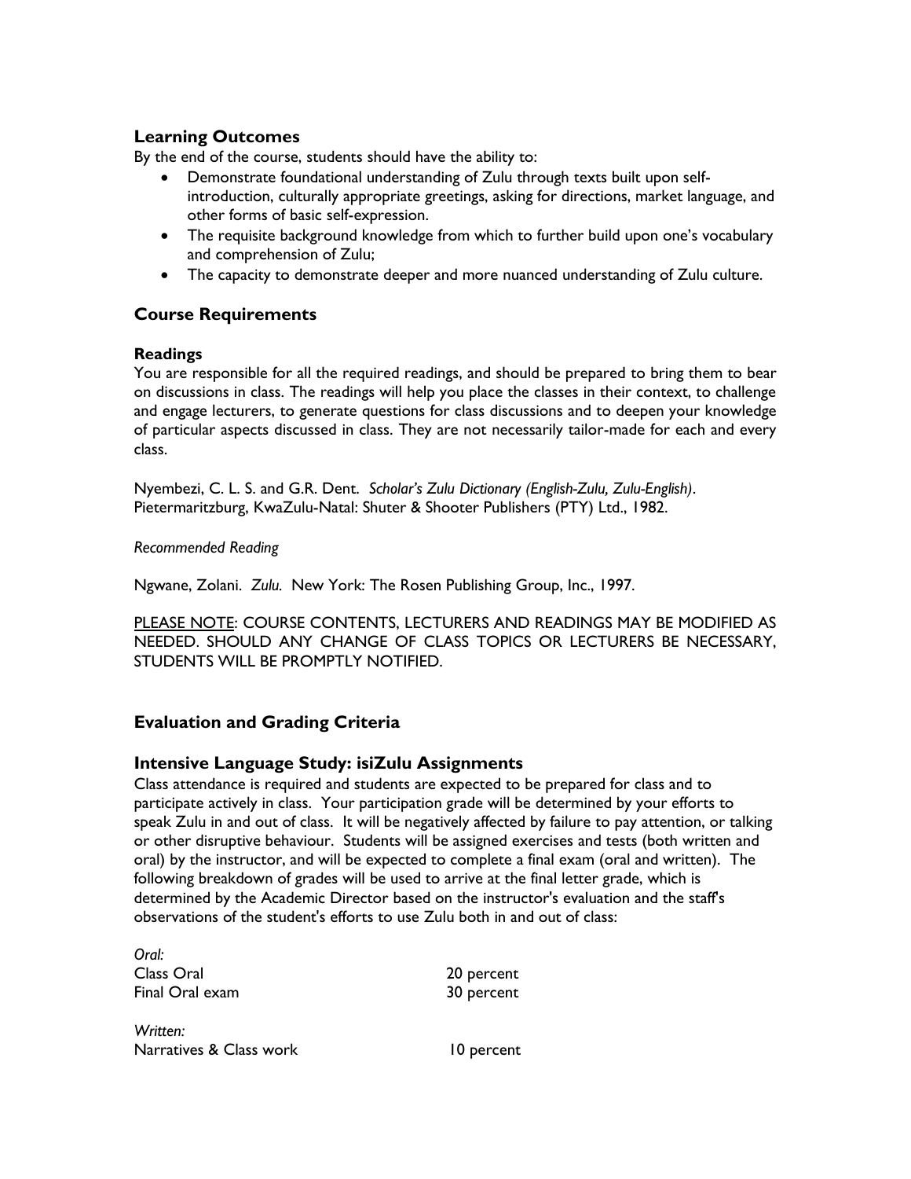## Learning Outcomes

By the end of the course, students should have the ability to:

- Demonstrate foundational understanding of Zulu through texts built upon self-introduction, culturally appropriate greetings, asking for directions, market language, and other forms of basic self-expression.
- The requisite background knowledge from which to further build upon one's vocabulary and comprehension of Zulu;
- The capacity to demonstrate deeper and more nuanced understanding of Zulu culture.

## Course Requirements

### Readings

You are responsible for all the required readings, and should be prepared to bring them to bear on discussions in class. The readings will help you place the classes in their context, to challenge and engage lecturers, to generate questions for class discussions and to deepen your knowledge of particular aspects discussed in class. They are not necessarily tailor-made for each and every class.

Nyembezi, C. L. S. and G.R. Dent. *Scholar's Zulu Dictionary (English-Zulu, Zulu-English)*. Pietermaritzburg, KwaZulu-Natal: Shuter & Shooter Publishers (PTY) Ltd., 1982.

*Recommended Reading*

Ngwane, Zolani. *Zulu.* New York: The Rosen Publishing Group, Inc., 1997.

PLEASE NOTE: COURSE CONTENTS, LECTURERS AND READINGS MAY BE MODIFIED AS NEEDED. SHOULD ANY CHANGE OF CLASS TOPICS OR LECTURERS BE NECESSARY, STUDENTS WILL BE PROMPTLY NOTIFIED.

## Evaluation and Grading Criteria

## Intensive Language Study: isiZulu Assignments

Class attendance is required and students are expected to be prepared for class and to participate actively in class. Your participation grade will be determined by your efforts to speak Zulu in and out of class. It will be negatively affected by failure to pay attention, or talking or other disruptive behaviour. Students will be assigned exercises and tests (both written and oral) by the instructor, and will be expected to complete a final exam (oral and written). The following breakdown of grades will be used to arrive at the final letter grade, which is determined by the Academic Director based on the instructor's evaluation and the staff's observations of the student's efforts to use Zulu both in and out of class:

*Oral:*
Class Oral — 20 percent
Final Oral exam — 30 percent

*Written:*
Narratives & Class work — 10 percent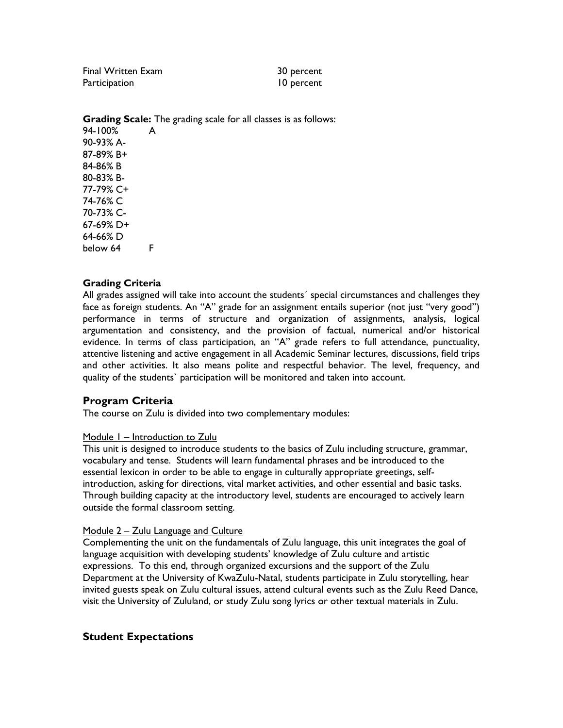| | |
|---|---|
| Final Written Exam | 30 percent |
| Participation | 10 percent |

**Grading Scale:** The grading scale for all classes is as follows:

94-100% A
90-93% A-
87-89% B+
84-86% B
80-83% B-
77-79% C+
74-76% C
70-73% C-
67-69% D+
64-66% D
below 64 F

**Grading Criteria**

All grades assigned will take into account the students´ special circumstances and challenges they face as foreign students. An "A" grade for an assignment entails superior (not just "very good") performance in terms of structure and organization of assignments, analysis, logical argumentation and consistency, and the provision of factual, numerical and/or historical evidence. In terms of class participation, an "A" grade refers to full attendance, punctuality, attentive listening and active engagement in all Academic Seminar lectures, discussions, field trips and other activities. It also means polite and respectful behavior. The level, frequency, and quality of the students` participation will be monitored and taken into account.

## Program Criteria

The course on Zulu is divided into two complementary modules:

Module 1 – Introduction to Zulu

This unit is designed to introduce students to the basics of Zulu including structure, grammar, vocabulary and tense. Students will learn fundamental phrases and be introduced to the essential lexicon in order to be able to engage in culturally appropriate greetings, self-introduction, asking for directions, vital market activities, and other essential and basic tasks. Through building capacity at the introductory level, students are encouraged to actively learn outside the formal classroom setting.

Module 2 – Zulu Language and Culture

Complementing the unit on the fundamentals of Zulu language, this unit integrates the goal of language acquisition with developing students' knowledge of Zulu culture and artistic expressions. To this end, through organized excursions and the support of the Zulu Department at the University of KwaZulu-Natal, students participate in Zulu storytelling, hear invited guests speak on Zulu cultural issues, attend cultural events such as the Zulu Reed Dance, visit the University of Zululand, or study Zulu song lyrics or other textual materials in Zulu.

## Student Expectations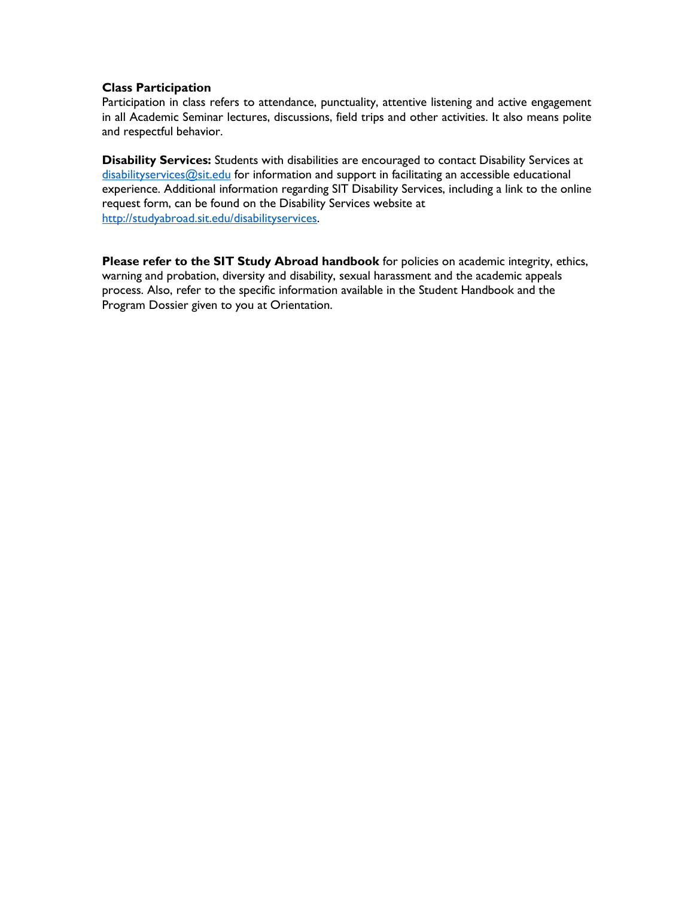**Class Participation**
Participation in class refers to attendance, punctuality, attentive listening and active engagement in all Academic Seminar lectures, discussions, field trips and other activities. It also means polite and respectful behavior.

**Disability Services:** Students with disabilities are encouraged to contact Disability Services at disabilityservices@sit.edu for information and support in facilitating an accessible educational experience. Additional information regarding SIT Disability Services, including a link to the online request form, can be found on the Disability Services website at http://studyabroad.sit.edu/disabilityservices.

**Please refer to the SIT Study Abroad handbook** for policies on academic integrity, ethics, warning and probation, diversity and disability, sexual harassment and the academic appeals process. Also, refer to the specific information available in the Student Handbook and the Program Dossier given to you at Orientation.